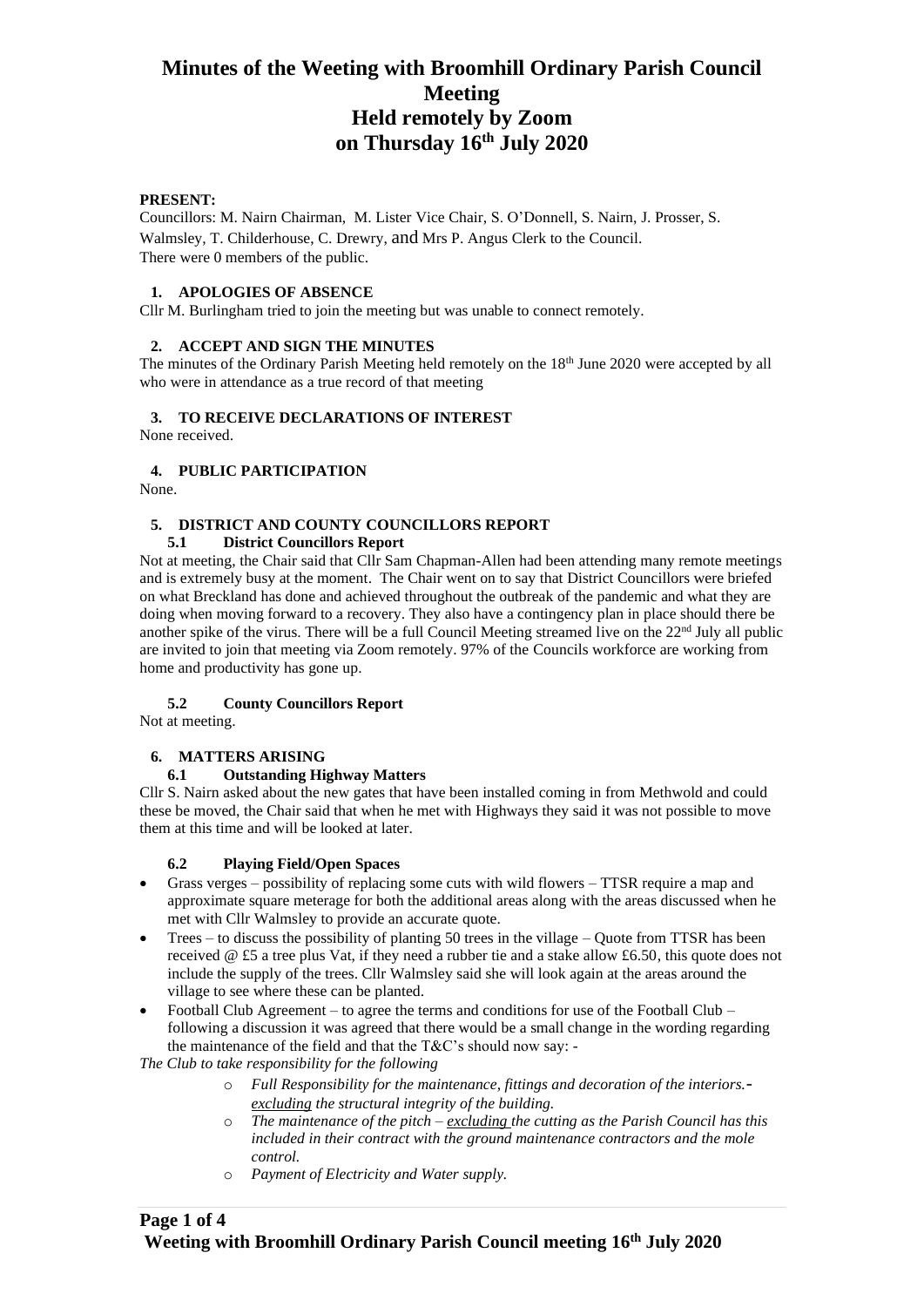# Minutes of the Weeting with Broomhill Ordinary Parish Council Meeting
# Held remotely by Zoom
# on Thursday 16th July 2020

**PRESENT:**

Councillors: M. Nairn Chairman, M. Lister Vice Chair, S. O'Donnell, S. Nairn, J. Prosser, S. Walmsley, T. Childerhouse, C. Drewry, and Mrs P. Angus Clerk to the Council.
There were 0 members of the public.

## 1. APOLOGIES OF ABSENCE

Cllr M. Burlingham tried to join the meeting but was unable to connect remotely.

## 2. ACCEPT AND SIGN THE MINUTES

The minutes of the Ordinary Parish Meeting held remotely on the 18th June 2020 were accepted by all who were in attendance as a true record of that meeting

## 3. TO RECEIVE DECLARATIONS OF INTEREST

None received.

## 4. PUBLIC PARTICIPATION

None.

## 5. DISTRICT AND COUNTY COUNCILLORS REPORT

### 5.1 District Councillors Report

Not at meeting, the Chair said that Cllr Sam Chapman-Allen had been attending many remote meetings and is extremely busy at the moment. The Chair went on to say that District Councillors were briefed on what Breckland has done and achieved throughout the outbreak of the pandemic and what they are doing when moving forward to a recovery. They also have a contingency plan in place should there be another spike of the virus. There will be a full Council Meeting streamed live on the 22nd July all public are invited to join that meeting via Zoom remotely. 97% of the Councils workforce are working from home and productivity has gone up.

### 5.2 County Councillors Report

Not at meeting.

## 6. MATTERS ARISING

### 6.1 Outstanding Highway Matters

Cllr S. Nairn asked about the new gates that have been installed coming in from Methwold and could these be moved, the Chair said that when he met with Highways they said it was not possible to move them at this time and will be looked at later.

### 6.2 Playing Field/Open Spaces

- Grass verges – possibility of replacing some cuts with wild flowers – TTSR require a map and approximate square meterage for both the additional areas along with the areas discussed when he met with Cllr Walmsley to provide an accurate quote.
- Trees – to discuss the possibility of planting 50 trees in the village – Quote from TTSR has been received @ £5 a tree plus Vat, if they need a rubber tie and a stake allow £6.50, this quote does not include the supply of the trees. Cllr Walmsley said she will look again at the areas around the village to see where these can be planted.
- Football Club Agreement – to agree the terms and conditions for use of the Football Club – following a discussion it was agreed that there would be a small change in the wording regarding the maintenance of the field and that the T&C's should now say: -

*The Club to take responsibility for the following*

- *Full Responsibility for the maintenance, fittings and decoration of the interiors.- excluding the structural integrity of the building.*
- *The maintenance of the pitch – excluding the cutting as the Parish Council has this included in their contract with the ground maintenance contractors and the mole control.*
- *Payment of Electricity and Water supply.*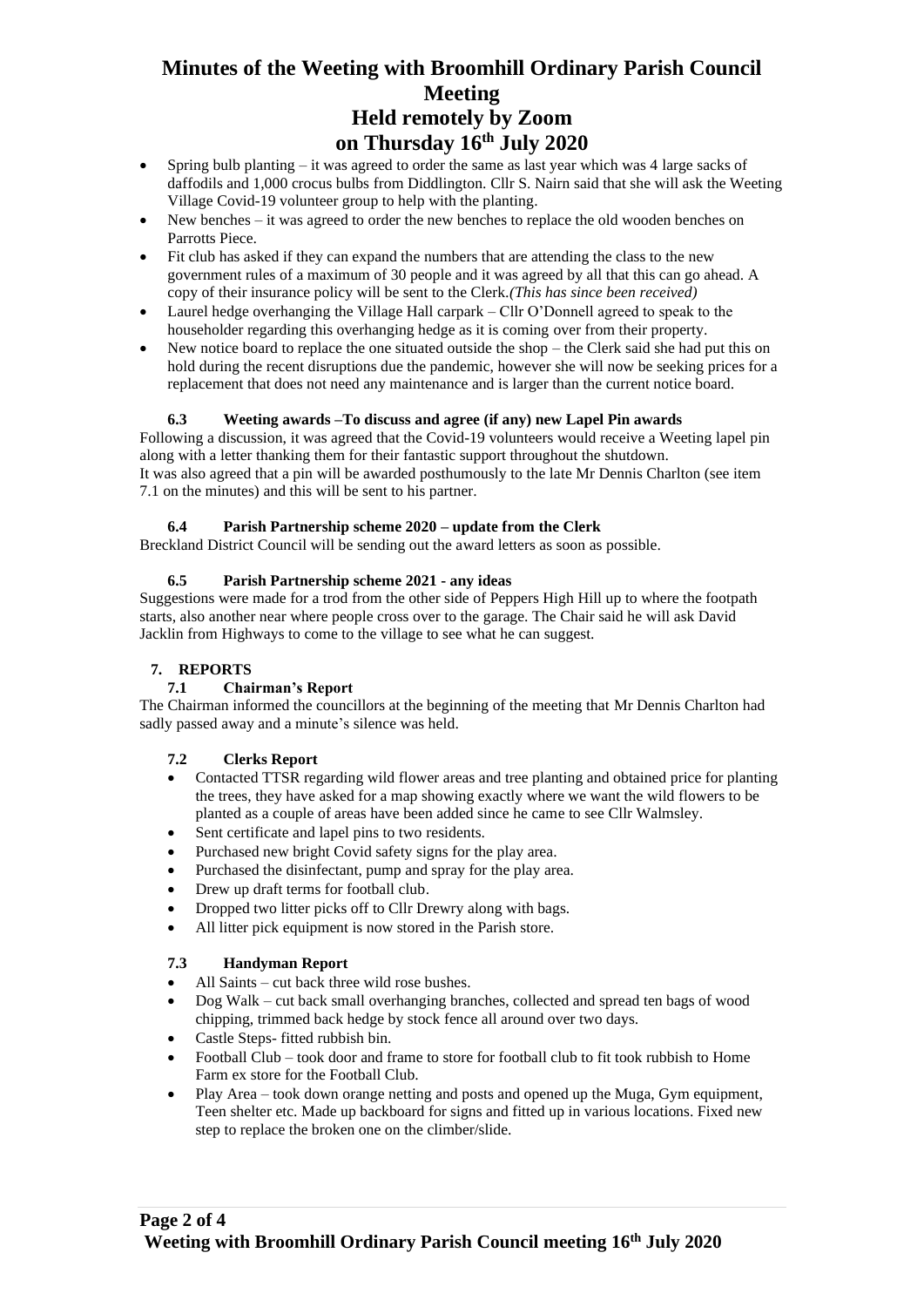- Spring bulb planting – it was agreed to order the same as last year which was 4 large sacks of daffodils and 1,000 crocus bulbs from Diddlington. Cllr S. Nairn said that she will ask the Weeting Village Covid-19 volunteer group to help with the planting.
- New benches – it was agreed to order the new benches to replace the old wooden benches on Parrotts Piece.
- Fit club has asked if they can expand the numbers that are attending the class to the new government rules of a maximum of 30 people and it was agreed by all that this can go ahead. A copy of their insurance policy will be sent to the Clerk.*(This has since been received)*
- Laurel hedge overhanging the Village Hall carpark – Cllr O'Donnell agreed to speak to the householder regarding this overhanging hedge as it is coming over from their property.
- New notice board to replace the one situated outside the shop – the Clerk said she had put this on hold during the recent disruptions due the pandemic, however she will now be seeking prices for a replacement that does not need any maintenance and is larger than the current notice board.

#### 6.3 Weeting awards –To discuss and agree (if any) new Lapel Pin awards

Following a discussion, it was agreed that the Covid-19 volunteers would receive a Weeting lapel pin along with a letter thanking them for their fantastic support throughout the shutdown.
It was also agreed that a pin will be awarded posthumously to the late Mr Dennis Charlton (see item 7.1 on the minutes) and this will be sent to his partner.

#### 6.4 Parish Partnership scheme 2020 – update from the Clerk

Breckland District Council will be sending out the award letters as soon as possible.

#### 6.5 Parish Partnership scheme 2021 - any ideas

Suggestions were made for a trod from the other side of Peppers High Hill up to where the footpath starts, also another near where people cross over to the garage. The Chair said he will ask David Jacklin from Highways to come to the village to see what he can suggest.

### 7. REPORTS

#### 7.1 Chairman's Report

The Chairman informed the councillors at the beginning of the meeting that Mr Dennis Charlton had sadly passed away and a minute's silence was held.

#### 7.2 Clerks Report

- Contacted TTSR regarding wild flower areas and tree planting and obtained price for planting the trees, they have asked for a map showing exactly where we want the wild flowers to be planted as a couple of areas have been added since he came to see Cllr Walmsley.
- Sent certificate and lapel pins to two residents.
- Purchased new bright Covid safety signs for the play area.
- Purchased the disinfectant, pump and spray for the play area.
- Drew up draft terms for football club.
- Dropped two litter picks off to Cllr Drewry along with bags.
- All litter pick equipment is now stored in the Parish store.

#### 7.3 Handyman Report

- All Saints – cut back three wild rose bushes.
- Dog Walk – cut back small overhanging branches, collected and spread ten bags of wood chipping, trimmed back hedge by stock fence all around over two days.
- Castle Steps- fitted rubbish bin.
- Football Club – took door and frame to store for football club to fit took rubbish to Home Farm ex store for the Football Club.
- Play Area – took down orange netting and posts and opened up the Muga, Gym equipment, Teen shelter etc. Made up backboard for signs and fitted up in various locations. Fixed new step to replace the broken one on the climber/slide.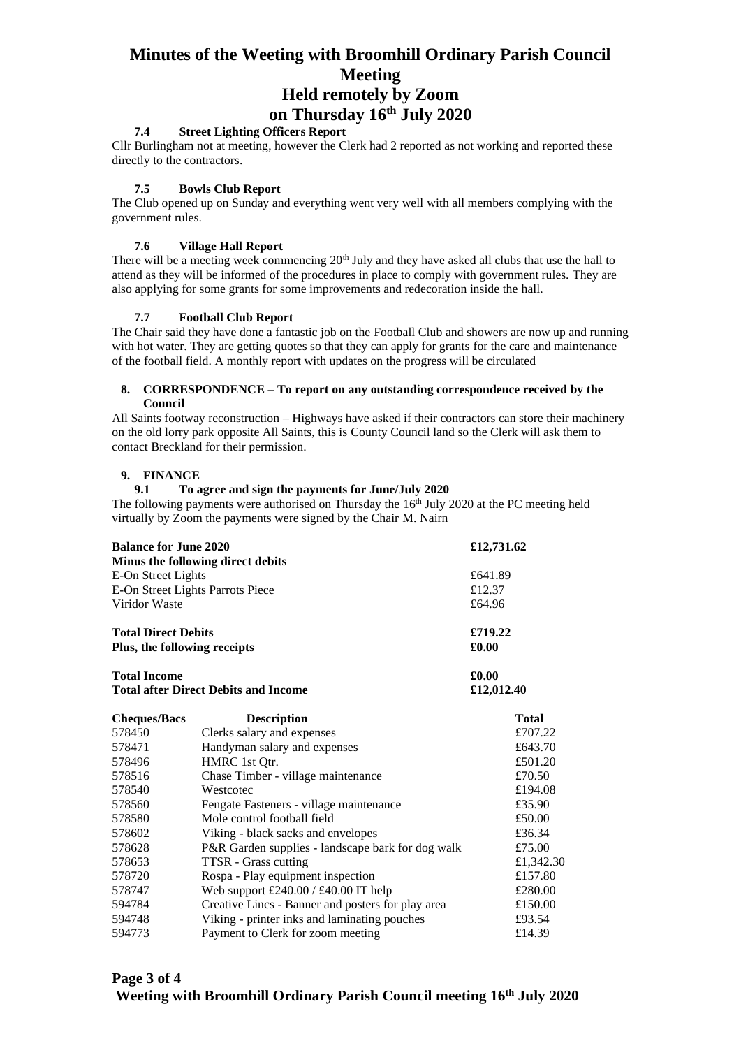# Minutes of the Weeting with Broomhill Ordinary Parish Council Meeting

## Held remotely by Zoom

## on Thursday 16th July 2020

### 7.4 Street Lighting Officers Report

Cllr Burlingham not at meeting, however the Clerk had 2 reported as not working and reported these directly to the contractors.

### 7.5 Bowls Club Report

The Club opened up on Sunday and everything went very well with all members complying with the government rules.

### 7.6 Village Hall Report

There will be a meeting week commencing 20th July and they have asked all clubs that use the hall to attend as they will be informed of the procedures in place to comply with government rules. They are also applying for some grants for some improvements and redecoration inside the hall.

### 7.7 Football Club Report

The Chair said they have done a fantastic job on the Football Club and showers are now up and running with hot water. They are getting quotes so that they can apply for grants for the care and maintenance of the football field. A monthly report with updates on the progress will be circulated

## 8. CORRESPONDENCE – To report on any outstanding correspondence received by the Council

All Saints footway reconstruction – Highways have asked if their contractors can store their machinery on the old lorry park opposite All Saints, this is County Council land so the Clerk will ask them to contact Breckland for their permission.

## 9. FINANCE

### 9.1 To agree and sign the payments for June/July 2020

The following payments were authorised on Thursday the 16th July 2020 at the PC meeting held virtually by Zoom the payments were signed by the Chair M. Nairn

| | |
|---|---|
| **Balance for June 2020** | **£12,731.62** |
| **Minus the following direct debits** | |
| E-On Street Lights | £641.89 |
| E-On Street Lights Parrots Piece | £12.37 |
| Viridor Waste | £64.96 |
| **Total Direct Debits** | **£719.22** |
| **Plus, the following receipts** | **£0.00** |
| **Total Income** | **£0.00** |
| **Total after Direct Debits and Income** | **£12,012.40** |

| Cheques/Bacs | Description | Total |
|---|---|---|
| 578450 | Clerks salary and expenses | £707.22 |
| 578471 | Handyman salary and expenses | £643.70 |
| 578496 | HMRC 1st Qtr. | £501.20 |
| 578516 | Chase Timber - village maintenance | £70.50 |
| 578540 | Westcotec | £194.08 |
| 578560 | Fengate Fasteners - village maintenance | £35.90 |
| 578580 | Mole control football field | £50.00 |
| 578602 | Viking - black sacks and envelopes | £36.34 |
| 578628 | P&R Garden supplies - landscape bark for dog walk | £75.00 |
| 578653 | TTSR - Grass cutting | £1,342.30 |
| 578720 | Rospa - Play equipment inspection | £157.80 |
| 578747 | Web support £240.00 / £40.00 IT help | £280.00 |
| 594784 | Creative Lincs - Banner and posters for play area | £150.00 |
| 594748 | Viking - printer inks and laminating pouches | £93.54 |
| 594773 | Payment to Clerk for zoom meeting | £14.39 |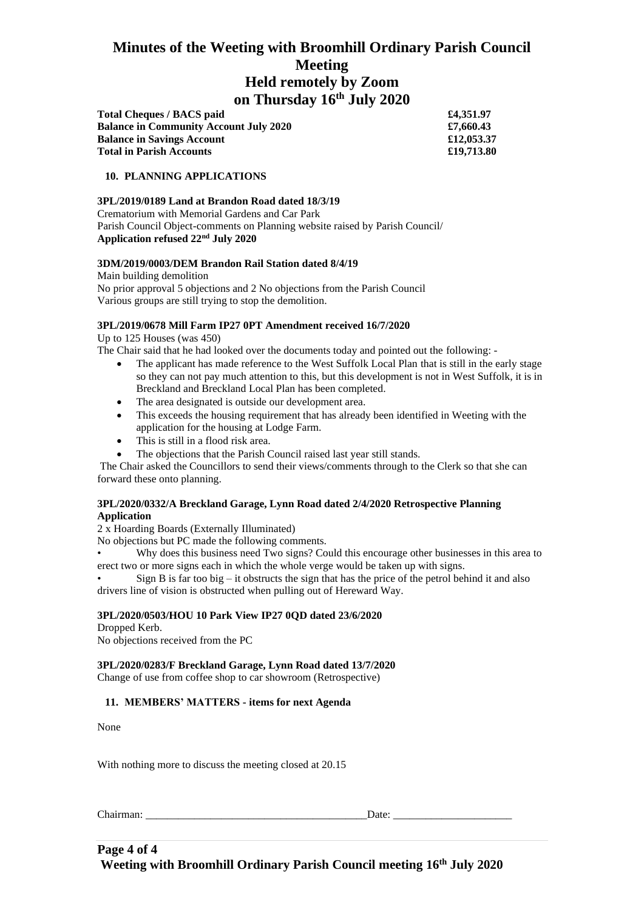# Minutes of the Weeting with Broomhill Ordinary Parish Council Meeting
# Held remotely by Zoom
# on Thursday 16th July 2020

| | |
|---|---|
| **Total Cheques / BACS paid** | **£4,351.97** |
| **Balance in Community Account July 2020** | **£7,660.43** |
| **Balance in Savings Account** | **£12,053.37** |
| **Total in Parish Accounts** | **£19,713.80** |

## 10. PLANNING APPLICATIONS

**3PL/2019/0189 Land at Brandon Road dated 18/3/19**
Crematorium with Memorial Gardens and Car Park
Parish Council Object-comments on Planning website raised by Parish Council/
**Application refused 22nd July 2020**

**3DM/2019/0003/DEM Brandon Rail Station dated 8/4/19**
Main building demolition
No prior approval 5 objections and 2 No objections from the Parish Council
Various groups are still trying to stop the demolition.

**3PL/2019/0678 Mill Farm IP27 0PT Amendment received 16/7/2020**
Up to 125 Houses (was 450)
The Chair said that he had looked over the documents today and pointed out the following: -

- The applicant has made reference to the West Suffolk Local Plan that is still in the early stage so they can not pay much attention to this, but this development is not in West Suffolk, it is in Breckland and Breckland Local Plan has been completed.
- The area designated is outside our development area.
- This exceeds the housing requirement that has already been identified in Weeting with the application for the housing at Lodge Farm.
- This is still in a flood risk area.
- The objections that the Parish Council raised last year still stands.

The Chair asked the Councillors to send their views/comments through to the Clerk so that she can forward these onto planning.

**3PL/2020/0332/A Breckland Garage, Lynn Road dated 2/4/2020 Retrospective Planning Application**
2 x Hoarding Boards (Externally Illuminated)
No objections but PC made the following comments.

- Why does this business need Two signs? Could this encourage other businesses in this area to erect two or more signs each in which the whole verge would be taken up with signs.
- Sign B is far too big – it obstructs the sign that has the price of the petrol behind it and also drivers line of vision is obstructed when pulling out of Hereward Way.

**3PL/2020/0503/HOU 10 Park View IP27 0QD dated 23/6/2020**
Dropped Kerb.
No objections received from the PC

**3PL/2020/0283/F Breckland Garage, Lynn Road dated 13/7/2020**
Change of use from coffee shop to car showroom (Retrospective)

## 11. MEMBERS' MATTERS - items for next Agenda

None

With nothing more to discuss the meeting closed at 20.15

Chairman: ________________________________________ Date: _____________________